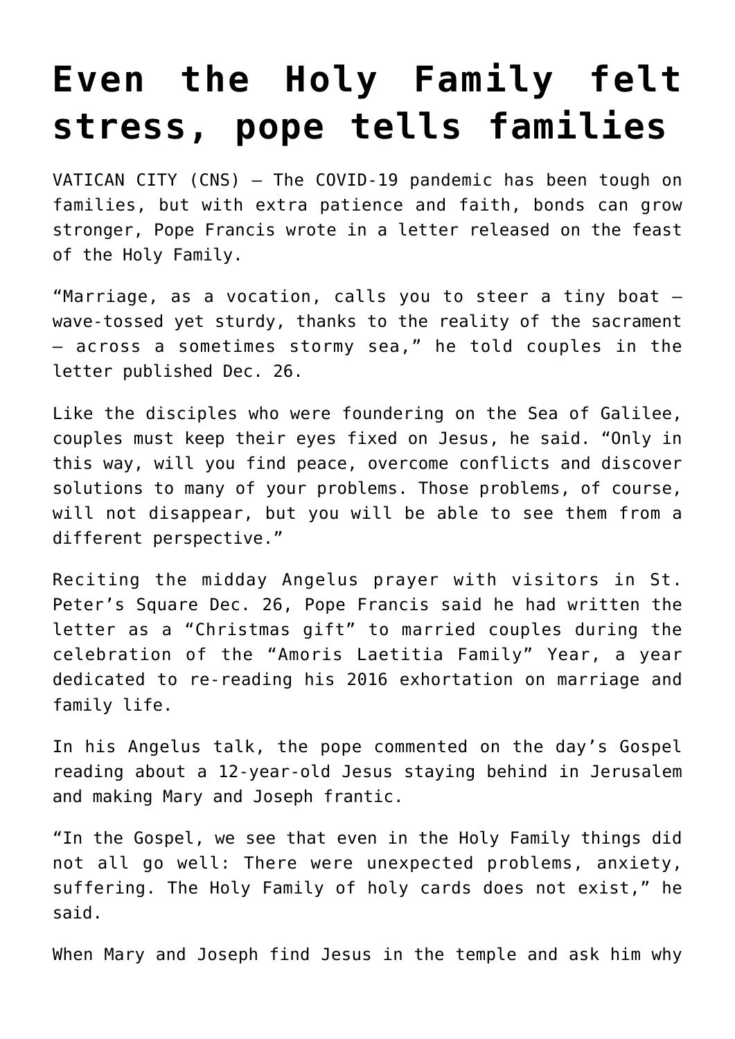# Even the Holy Family felt stress, pope tells families

VATICAN CITY (CNS) — The COVID-19 pandemic has been tough on families, but with extra patience and faith, bonds can grow stronger, Pope Francis wrote in a letter released on the feast of the Holy Family.

"Marriage, as a vocation, calls you to steer a tiny boat — wave-tossed yet sturdy, thanks to the reality of the sacrament — across a sometimes stormy sea," he told couples in the letter published Dec. 26.

Like the disciples who were foundering on the Sea of Galilee, couples must keep their eyes fixed on Jesus, he said. "Only in this way, will you find peace, overcome conflicts and discover solutions to many of your problems. Those problems, of course, will not disappear, but you will be able to see them from a different perspective."

Reciting the midday Angelus prayer with visitors in St. Peter's Square Dec. 26, Pope Francis said he had written the letter as a "Christmas gift" to married couples during the celebration of the "Amoris Laetitia Family" Year, a year dedicated to re-reading his 2016 exhortation on marriage and family life.

In his Angelus talk, the pope commented on the day's Gospel reading about a 12-year-old Jesus staying behind in Jerusalem and making Mary and Joseph frantic.

"In the Gospel, we see that even in the Holy Family things did not all go well: There were unexpected problems, anxiety, suffering. The Holy Family of holy cards does not exist," he said.

When Mary and Joseph find Jesus in the temple and ask him why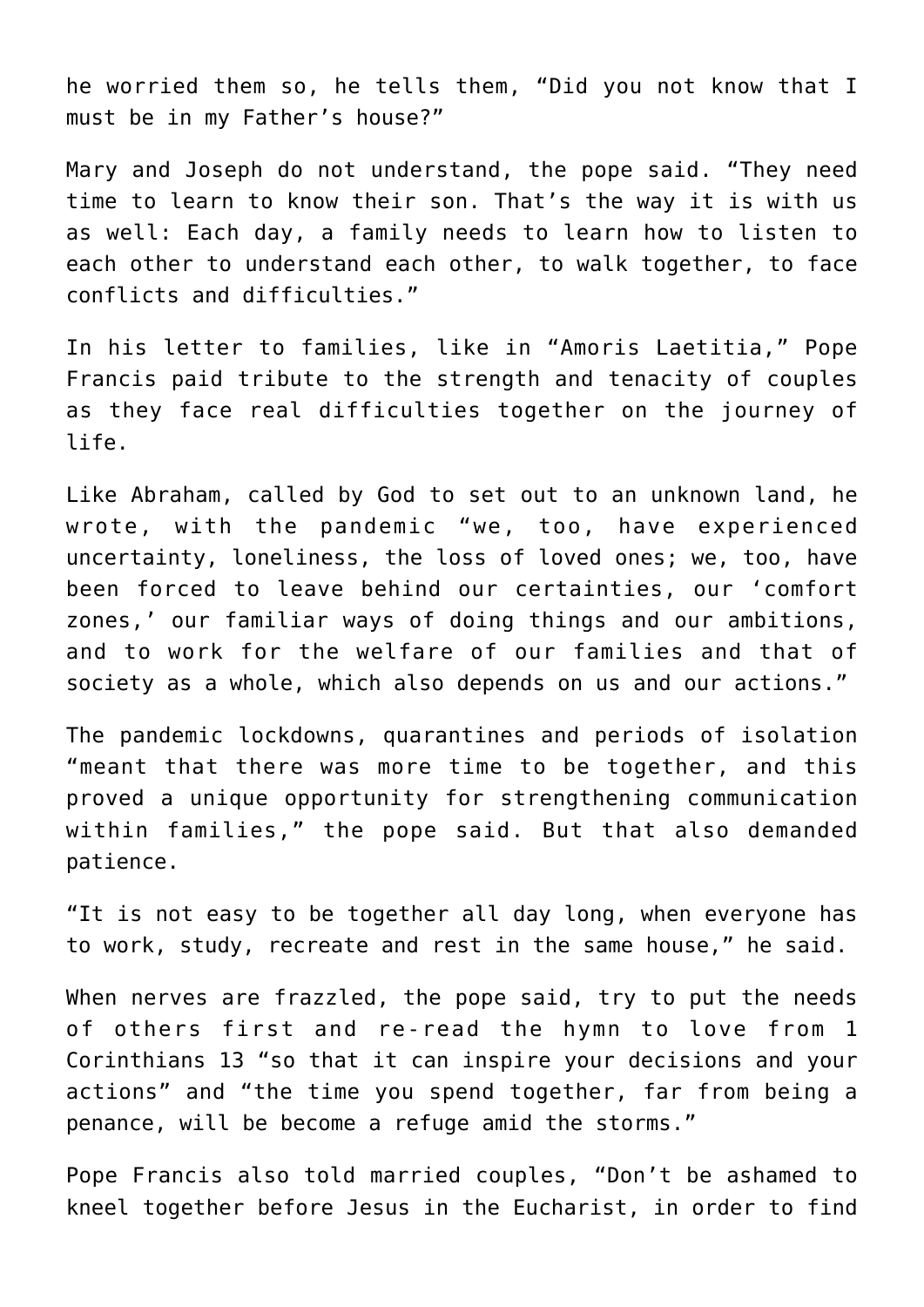he worried them so, he tells them, “Did you not know that I must be in my Father’s house?”

Mary and Joseph do not understand, the pope said. “They need time to learn to know their son. That’s the way it is with us as well: Each day, a family needs to learn how to listen to each other to understand each other, to walk together, to face conflicts and difficulties.”

In his letter to families, like in “Amoris Laetitia,” Pope Francis paid tribute to the strength and tenacity of couples as they face real difficulties together on the journey of life.

Like Abraham, called by God to set out to an unknown land, he wrote, with the pandemic “we, too, have experienced uncertainty, loneliness, the loss of loved ones; we, too, have been forced to leave behind our certainties, our ‘comfort zones,’ our familiar ways of doing things and our ambitions, and to work for the welfare of our families and that of society as a whole, which also depends on us and our actions.”

The pandemic lockdowns, quarantines and periods of isolation “meant that there was more time to be together, and this proved a unique opportunity for strengthening communication within families,” the pope said. But that also demanded patience.

“It is not easy to be together all day long, when everyone has to work, study, recreate and rest in the same house,” he said.

When nerves are frazzled, the pope said, try to put the needs of others first and re-read the hymn to love from 1 Corinthians 13 “so that it can inspire your decisions and your actions” and “the time you spend together, far from being a penance, will be become a refuge amid the storms.”

Pope Francis also told married couples, “Don’t be ashamed to kneel together before Jesus in the Eucharist, in order to find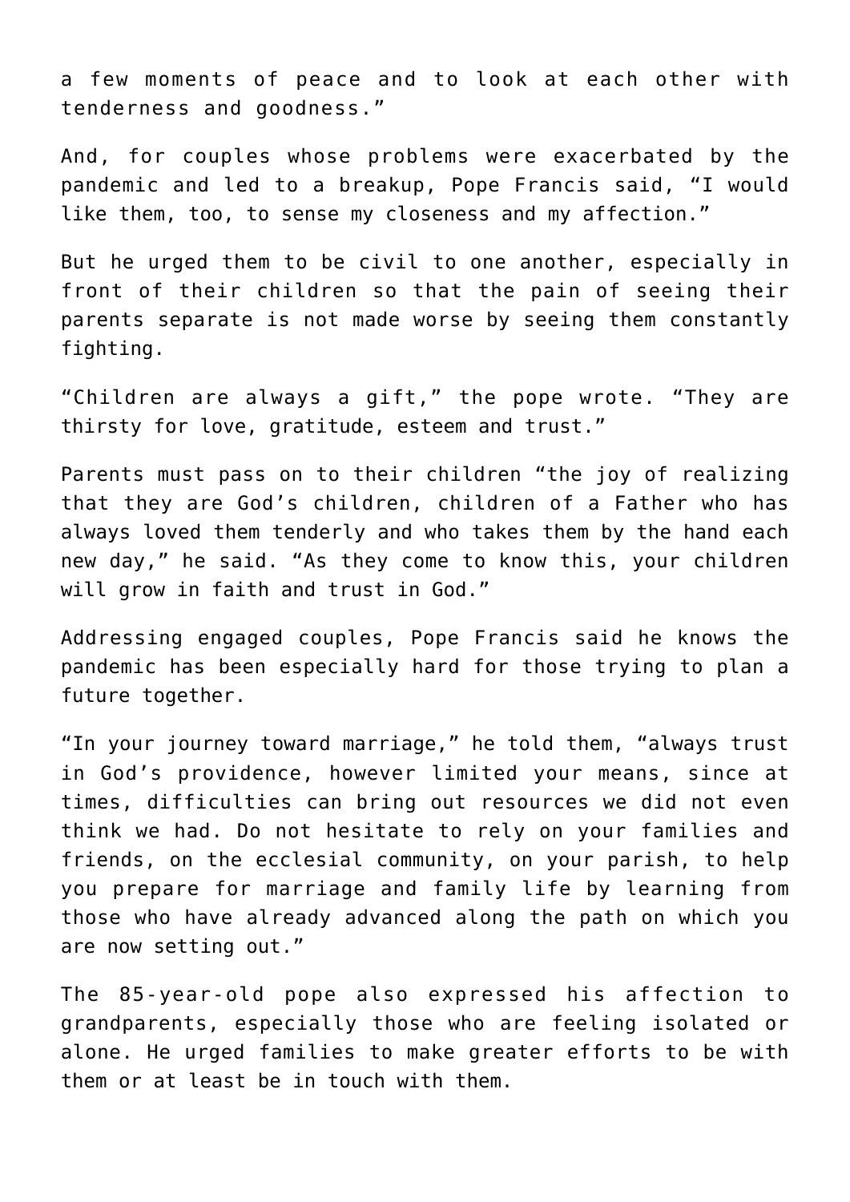a few moments of peace and to look at each other with tenderness and goodness."

And, for couples whose problems were exacerbated by the pandemic and led to a breakup, Pope Francis said, "I would like them, too, to sense my closeness and my affection."

But he urged them to be civil to one another, especially in front of their children so that the pain of seeing their parents separate is not made worse by seeing them constantly fighting.

"Children are always a gift," the pope wrote. "They are thirsty for love, gratitude, esteem and trust."

Parents must pass on to their children "the joy of realizing that they are God's children, children of a Father who has always loved them tenderly and who takes them by the hand each new day," he said. "As they come to know this, your children will grow in faith and trust in God."

Addressing engaged couples, Pope Francis said he knows the pandemic has been especially hard for those trying to plan a future together.

"In your journey toward marriage," he told them, "always trust in God's providence, however limited your means, since at times, difficulties can bring out resources we did not even think we had. Do not hesitate to rely on your families and friends, on the ecclesial community, on your parish, to help you prepare for marriage and family life by learning from those who have already advanced along the path on which you are now setting out."

The 85-year-old pope also expressed his affection to grandparents, especially those who are feeling isolated or alone. He urged families to make greater efforts to be with them or at least be in touch with them.